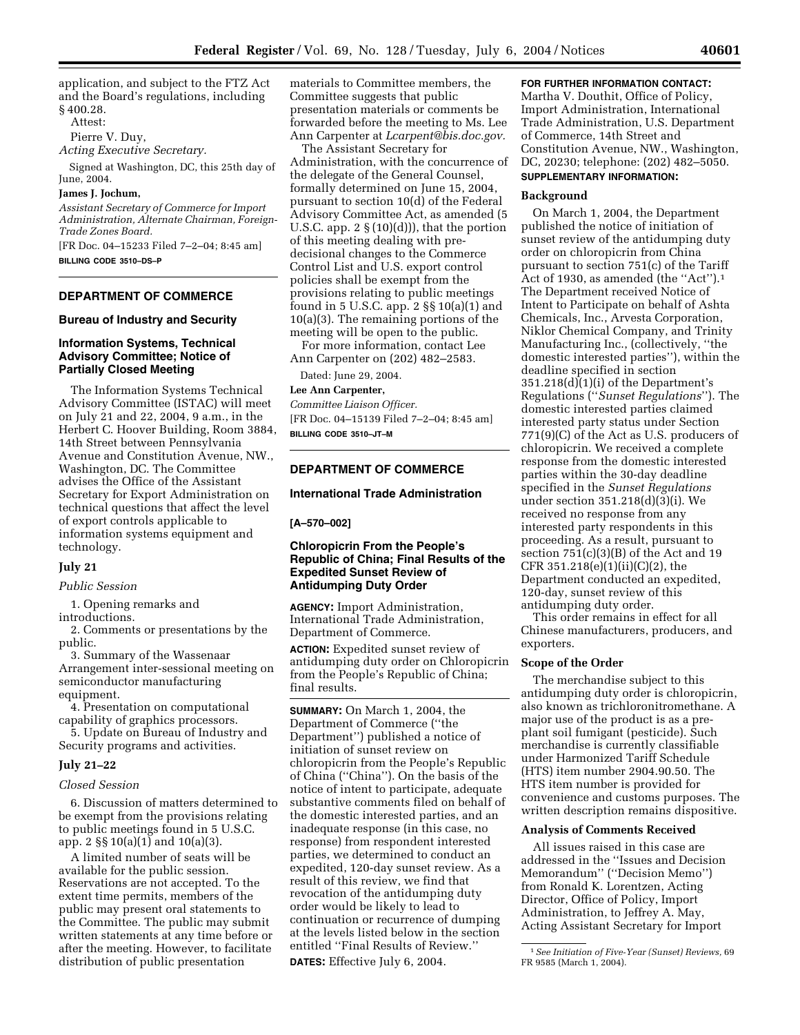application, and subject to the FTZ Act and the Board's regulations, including § 400.28.

Attest:

Pierre V. Duy,

*Acting Executive Secretary.*

Signed at Washington, DC, this 25th day of June, 2004.

**James J. Jochum,**

*Assistant Secretary of Commerce for Import Administration, Alternate Chairman, Foreign-Trade Zones Board.*

[FR Doc. 04–15233 Filed 7–2–04; 8:45 am]

**BILLING CODE 3510–DS–P**

---

## DEPARTMENT OF COMMERCE

### Bureau of Industry and Security

### Information Systems, Technical Advisory Committee; Notice of Partially Closed Meeting

The Information Systems Technical Advisory Committee (ISTAC) will meet on July 21 and 22, 2004, 9 a.m., in the Herbert C. Hoover Building, Room 3884, 14th Street between Pennsylvania Avenue and Constitution Avenue, NW., Washington, DC. The Committee advises the Office of the Assistant Secretary for Export Administration on technical questions that affect the level of export controls applicable to information systems equipment and technology.

#### July 21

*Public Session*

1. Opening remarks and introductions.
2. Comments or presentations by the public.
3. Summary of the Wassenaar Arrangement inter-sessional meeting on semiconductor manufacturing equipment.
4. Presentation on computational capability of graphics processors.
5. Update on Bureau of Industry and Security programs and activities.

#### July 21–22

*Closed Session*

6. Discussion of matters determined to be exempt from the provisions relating to public meetings found in 5 U.S.C. app. 2 §§ 10(a)(1) and 10(a)(3).

A limited number of seats will be available for the public session. Reservations are not accepted. To the extent time permits, members of the public may present oral statements to the Committee. The public may submit written statements at any time before or after the meeting. However, to facilitate distribution of public presentation materials to Committee members, the Committee suggests that public presentation materials or comments be forwarded before the meeting to Ms. Lee Ann Carpenter at *Lcarpent@bis.doc.gov.*

The Assistant Secretary for Administration, with the concurrence of the delegate of the General Counsel, formally determined on June 15, 2004, pursuant to section 10(d) of the Federal Advisory Committee Act, as amended (5 U.S.C. app. 2 § (10)(d))), that the portion of this meeting dealing with pre-decisional changes to the Commerce Control List and U.S. export control policies shall be exempt from the provisions relating to public meetings found in 5 U.S.C. app. 2 §§ 10(a)(1) and 10(a)(3). The remaining portions of the meeting will be open to the public.

For more information, contact Lee Ann Carpenter on (202) 482–2583.

Dated: June 29, 2004.

**Lee Ann Carpenter,**

*Committee Liaison Officer.*

[FR Doc. 04–15139 Filed 7–2–04; 8:45 am]

**BILLING CODE 3510–JT–M**

---

## DEPARTMENT OF COMMERCE

### International Trade Administration

**[A–570–002]**

### Chloropicrin From the People's Republic of China; Final Results of the Expedited Sunset Review of Antidumping Duty Order

**AGENCY:** Import Administration, International Trade Administration, Department of Commerce.

**ACTION:** Expedited sunset review of antidumping duty order on Chloropicrin from the People's Republic of China; final results.

---

**SUMMARY:** On March 1, 2004, the Department of Commerce (''the Department'') published a notice of initiation of sunset review on chloropicrin from the People's Republic of China (''China''). On the basis of the notice of intent to participate, adequate substantive comments filed on behalf of the domestic interested parties, and an inadequate response (in this case, no response) from respondent interested parties, we determined to conduct an expedited, 120-day sunset review. As a result of this review, we find that revocation of the antidumping duty order would be likely to lead to continuation or recurrence of dumping at the levels listed below in the section entitled ''Final Results of Review.''

**DATES:** Effective July 6, 2004.

**FOR FURTHER INFORMATION CONTACT:** Martha V. Douthit, Office of Policy, Import Administration, International Trade Administration, U.S. Department of Commerce, 14th Street and Constitution Avenue, NW., Washington, DC, 20230; telephone: (202) 482–5050.

**SUPPLEMENTARY INFORMATION:**

#### Background

On March 1, 2004, the Department published the notice of initiation of sunset review of the antidumping duty order on chloropicrin from China pursuant to section 751(c) of the Tariff Act of 1930, as amended (the ''Act'').[1] The Department received Notice of Intent to Participate on behalf of Ashta Chemicals, Inc., Arvesta Corporation, Niklor Chemical Company, and Trinity Manufacturing Inc., (collectively, ''the domestic interested parties''), within the deadline specified in section 351.218(d)(1)(i) of the Department's Regulations (''*Sunset Regulations*''). The domestic interested parties claimed interested party status under Section 771(9)(C) of the Act as U.S. producers of chloropicrin. We received a complete response from the domestic interested parties within the 30-day deadline specified in the *Sunset Regulations* under section 351.218(d)(3)(i). We received no response from any interested party respondents in this proceeding. As a result, pursuant to section 751(c)(3)(B) of the Act and 19 CFR 351.218(e)(1)(ii)(C)(2), the Department conducted an expedited, 120-day, sunset review of this antidumping duty order.

This order remains in effect for all Chinese manufacturers, producers, and exporters.

#### Scope of the Order

The merchandise subject to this antidumping duty order is chloropicrin, also known as trichloronitromethane. A major use of the product is as a pre-plant soil fumigant (pesticide). Such merchandise is currently classifiable under Harmonized Tariff Schedule (HTS) item number 2904.90.50. The HTS item number is provided for convenience and customs purposes. The written description remains dispositive.

#### Analysis of Comments Received

All issues raised in this case are addressed in the ''Issues and Decision Memorandum'' (''Decision Memo'') from Ronald K. Lorentzen, Acting Director, Office of Policy, Import Administration, to Jeffrey A. May, Acting Assistant Secretary for Import

---

[1] *See Initiation of Five-Year (Sunset) Reviews,* 69 FR 9585 (March 1, 2004).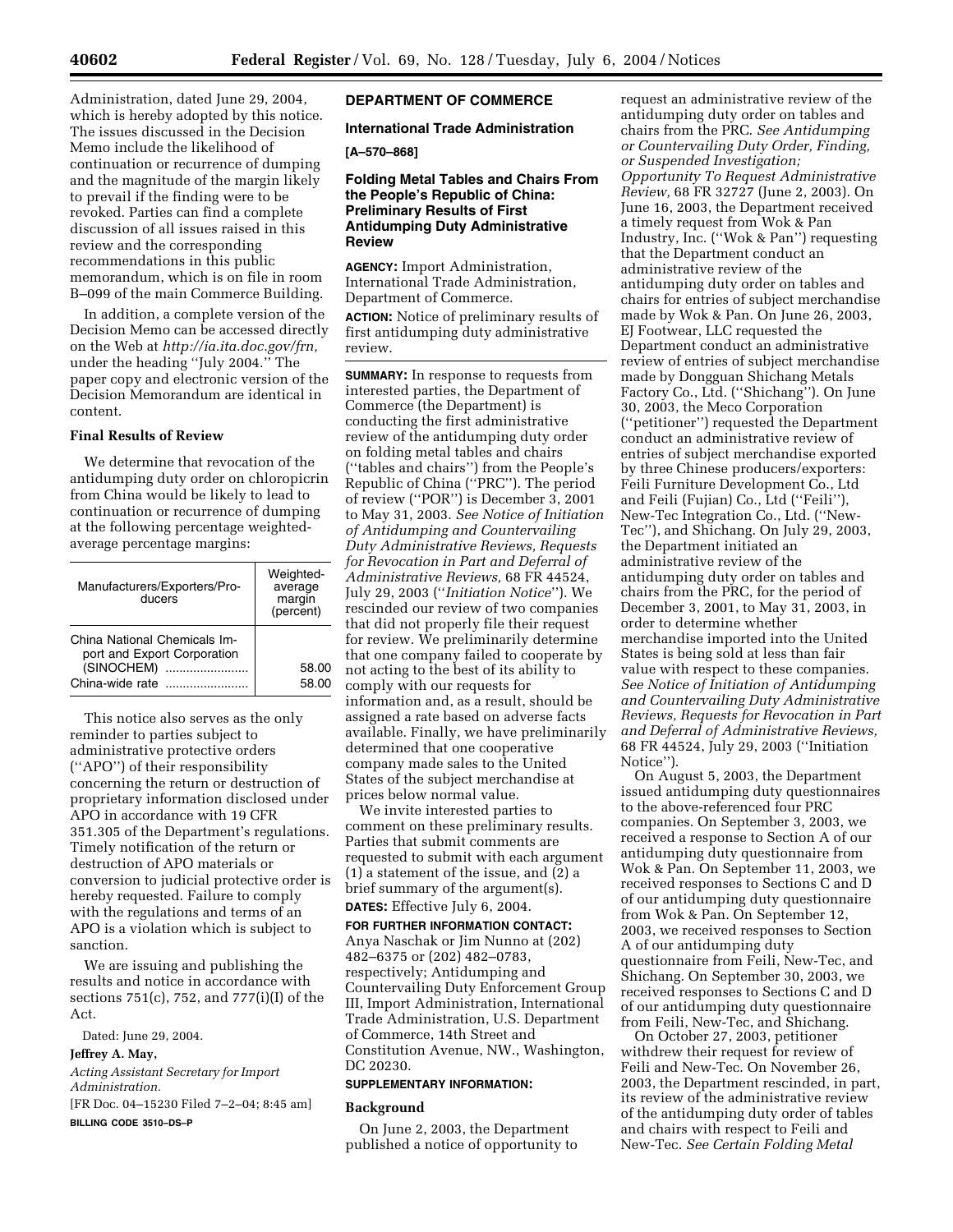Administration, dated June 29, 2004, which is hereby adopted by this notice. The issues discussed in the Decision Memo include the likelihood of continuation or recurrence of dumping and the magnitude of the margin likely to prevail if the finding were to be revoked. Parties can find a complete discussion of all issues raised in this review and the corresponding recommendations in this public memorandum, which is on file in room B–099 of the main Commerce Building.

In addition, a complete version of the Decision Memo can be accessed directly on the Web at *http://ia.ita.doc.gov/frn,* under the heading ''July 2004.'' The paper copy and electronic version of the Decision Memorandum are identical in content.

**Final Results of Review**

We determine that revocation of the antidumping duty order on chloropicrin from China would be likely to lead to continuation or recurrence of dumping at the following percentage weighted-average percentage margins:

| Manufacturers/Exporters/Producers | Weighted-average margin (percent) |
|---|---|
| China National Chemicals Import and Export Corporation (SINOCHEM) | 58.00 |
| China-wide rate | 58.00 |

This notice also serves as the only reminder to parties subject to administrative protective orders (''APO'') of their responsibility concerning the return or destruction of proprietary information disclosed under APO in accordance with 19 CFR 351.305 of the Department's regulations. Timely notification of the return or destruction of APO materials or conversion to judicial protective order is hereby requested. Failure to comply with the regulations and terms of an APO is a violation which is subject to sanction.

We are issuing and publishing the results and notice in accordance with sections 751(c), 752, and 777(i)(I) of the Act.

Dated: June 29, 2004.

**Jeffrey A. May,**

*Acting Assistant Secretary for Import Administration.*

[FR Doc. 04–15230 Filed 7–2–04; 8:45 am]

**BILLING CODE 3510–DS–P**

## DEPARTMENT OF COMMERCE

### International Trade Administration

**[A–570–868]**

### Folding Metal Tables and Chairs From the People's Republic of China: Preliminary Results of First Antidumping Duty Administrative Review

**AGENCY:** Import Administration, International Trade Administration, Department of Commerce.

**ACTION:** Notice of preliminary results of first antidumping duty administrative review.

**SUMMARY:** In response to requests from interested parties, the Department of Commerce (the Department) is conducting the first administrative review of the antidumping duty order on folding metal tables and chairs (''tables and chairs'') from the People's Republic of China (''PRC''). The period of review (''POR'') is December 3, 2001 to May 31, 2003. *See Notice of Initiation of Antidumping and Countervailing Duty Administrative Reviews, Requests for Revocation in Part and Deferral of Administrative Reviews,* 68 FR 44524, July 29, 2003 (''*Initiation Notice*''). We rescinded our review of two companies that did not properly file their request for review. We preliminarily determine that one company failed to cooperate by not acting to the best of its ability to comply with our requests for information and, as a result, should be assigned a rate based on adverse facts available. Finally, we have preliminarily determined that one cooperative company made sales to the United States of the subject merchandise at prices below normal value.

We invite interested parties to comment on these preliminary results. Parties that submit comments are requested to submit with each argument (1) a statement of the issue, and (2) a brief summary of the argument(s).

**DATES:** Effective July 6, 2004.

**FOR FURTHER INFORMATION CONTACT:** Anya Naschak or Jim Nunno at (202) 482–6375 or (202) 482–0783, respectively; Antidumping and Countervailing Duty Enforcement Group III, Import Administration, International Trade Administration, U.S. Department of Commerce, 14th Street and Constitution Avenue, NW., Washington, DC 20230.

**SUPPLEMENTARY INFORMATION:**

**Background**

On June 2, 2003, the Department published a notice of opportunity to request an administrative review of the antidumping duty order on tables and chairs from the PRC. *See Antidumping or Countervailing Duty Order, Finding, or Suspended Investigation; Opportunity To Request Administrative Review,* 68 FR 32727 (June 2, 2003). On June 16, 2003, the Department received a timely request from Wok & Pan Industry, Inc. (''Wok & Pan'') requesting that the Department conduct an administrative review of the antidumping duty order on tables and chairs for entries of subject merchandise made by Wok & Pan. On June 26, 2003, EJ Footwear, LLC requested the Department conduct an administrative review of entries of subject merchandise made by Dongguan Shichang Metals Factory Co., Ltd. (''Shichang''). On June 30, 2003, the Meco Corporation (''petitioner'') requested the Department conduct an administrative review of entries of subject merchandise exported by three Chinese producers/exporters: Feili Furniture Development Co., Ltd and Feili (Fujian) Co., Ltd (''Feili''), New-Tec Integration Co., Ltd. (''New-Tec''), and Shichang. On July 29, 2003, the Department initiated an administrative review of the antidumping duty order on tables and chairs from the PRC, for the period of December 3, 2001, to May 31, 2003, in order to determine whether merchandise imported into the United States is being sold at less than fair value with respect to these companies. *See Notice of Initiation of Antidumping and Countervailing Duty Administrative Reviews, Requests for Revocation in Part and Deferral of Administrative Reviews,* 68 FR 44524, July 29, 2003 (''Initiation Notice'').

On August 5, 2003, the Department issued antidumping duty questionnaires to the above-referenced four PRC companies. On September 3, 2003, we received a response to Section A of our antidumping duty questionnaire from Wok & Pan. On September 11, 2003, we received responses to Sections C and D of our antidumping duty questionnaire from Wok & Pan. On September 12, 2003, we received responses to Section A of our antidumping duty questionnaire from Feili, New-Tec, and Shichang. On September 30, 2003, we received responses to Sections C and D of our antidumping duty questionnaire from Feili, New-Tec, and Shichang.

On October 27, 2003, petitioner withdrew their request for review of Feili and New-Tec. On November 26, 2003, the Department rescinded, in part, its review of the administrative review of the antidumping duty order of tables and chairs with respect to Feili and New-Tec. *See Certain Folding Metal*